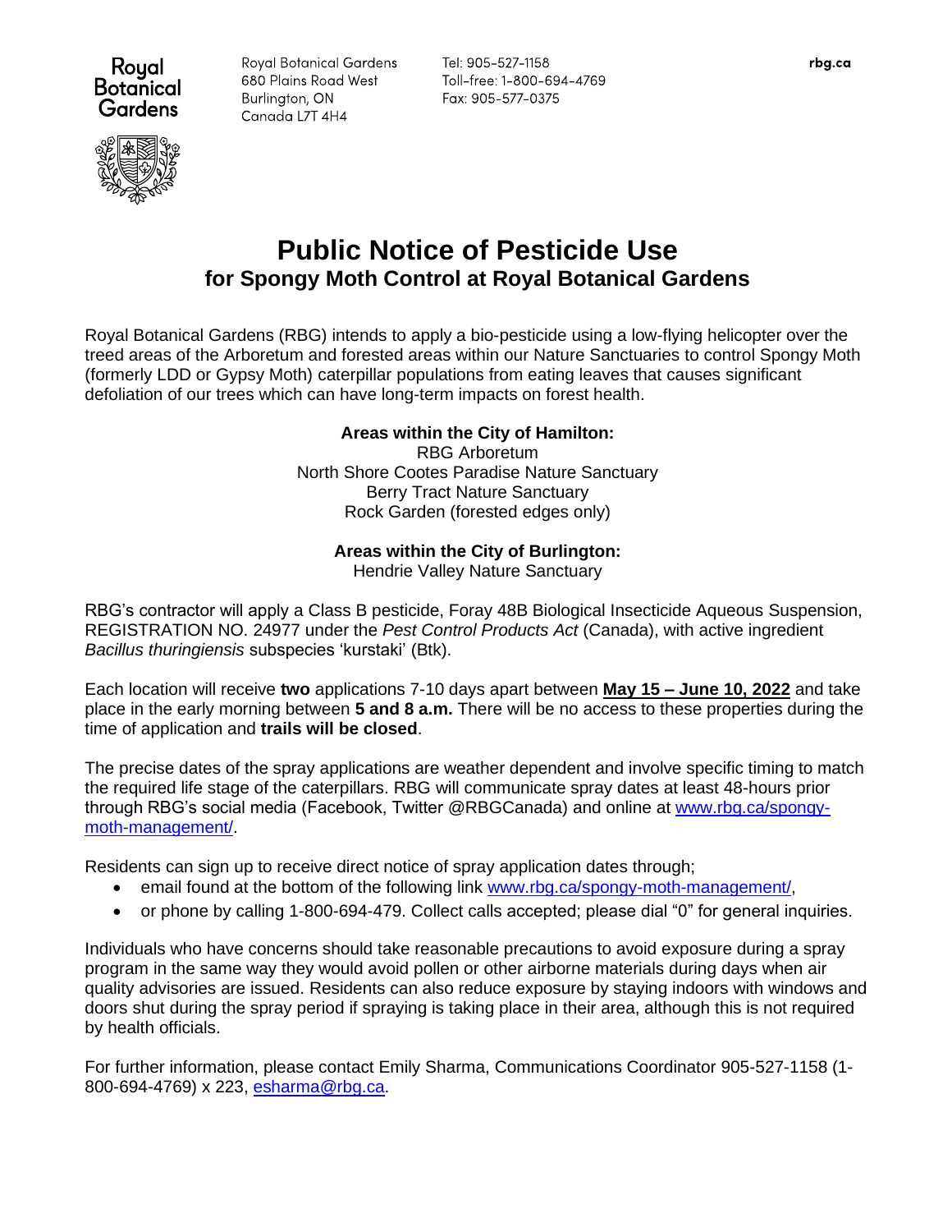Royal Botanical Gardens
680 Plains Road West
Burlington, ON
Canada L7T 4H4

Tel: 905-527-1158
Toll-free: 1-800-694-4769
Fax: 905-577-0375

rbg.ca

# Public Notice of Pesticide Use

## for Spongy Moth Control at Royal Botanical Gardens

Royal Botanical Gardens (RBG) intends to apply a bio-pesticide using a low-flying helicopter over the treed areas of the Arboretum and forested areas within our Nature Sanctuaries to control Spongy Moth (formerly LDD or Gypsy Moth) caterpillar populations from eating leaves that causes significant defoliation of our trees which can have long-term impacts on forest health.

**Areas within the City of Hamilton:**
RBG Arboretum
North Shore Cootes Paradise Nature Sanctuary
Berry Tract Nature Sanctuary
Rock Garden (forested edges only)

**Areas within the City of Burlington:**
Hendrie Valley Nature Sanctuary

RBG's contractor will apply a Class B pesticide, Foray 48B Biological Insecticide Aqueous Suspension, REGISTRATION NO. 24977 under the *Pest Control Products Act* (Canada), with active ingredient *Bacillus thuringiensis* subspecies 'kurstaki' (Btk).

Each location will receive **two** applications 7-10 days apart between **May 15 – June 10, 2022** and take place in the early morning between **5 and 8 a.m.** There will be no access to these properties during the time of application and **trails will be closed**.

The precise dates of the spray applications are weather dependent and involve specific timing to match the required life stage of the caterpillars. RBG will communicate spray dates at least 48-hours prior through RBG's social media (Facebook, Twitter @RBGCanada) and online at www.rbg.ca/spongy-moth-management/.

Residents can sign up to receive direct notice of spray application dates through;

- email found at the bottom of the following link www.rbg.ca/spongy-moth-management/,
- or phone by calling 1-800-694-479. Collect calls accepted; please dial "0" for general inquiries.

Individuals who have concerns should take reasonable precautions to avoid exposure during a spray program in the same way they would avoid pollen or other airborne materials during days when air quality advisories are issued. Residents can also reduce exposure by staying indoors with windows and doors shut during the spray period if spraying is taking place in their area, although this is not required by health officials.

For further information, please contact Emily Sharma, Communications Coordinator 905-527-1158 (1-800-694-4769) x 223, esharma@rbg.ca.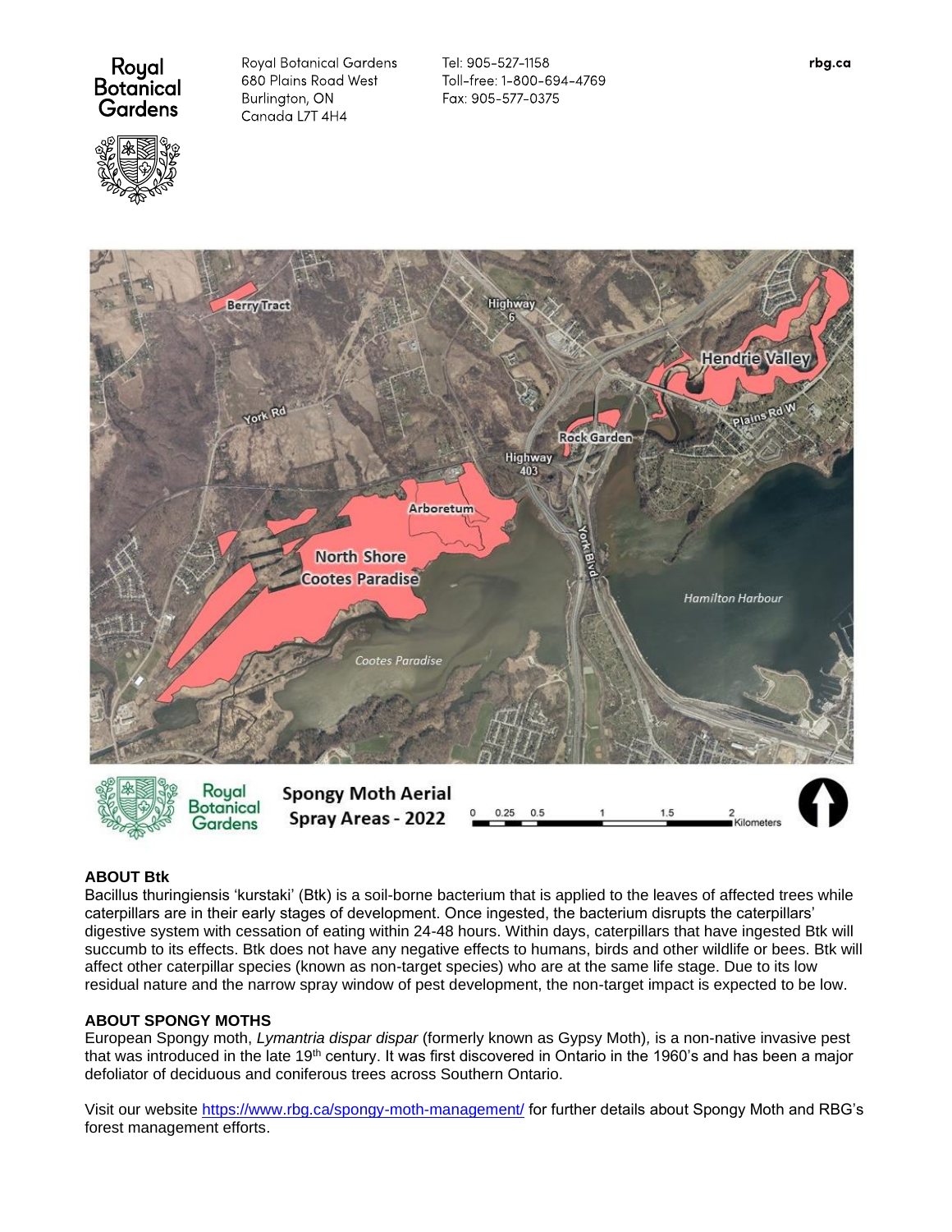Royal Botanical Gardens
680 Plains Road West
Burlington, ON
Canada L7T 4H4

Tel: 905-527-1158
Toll-free: 1-800-694-4769
Fax: 905-577-0375

rbg.ca

Berry Tract
Highway 6
Hendrie Valley
York Rd
Plains Rd W
Rock Garden
Highway 403
Arboretum
York Blvd
North Shore
Cootes Paradise
Hamilton Harbour
Cootes Paradise

Royal Botanical Gardens

Spongy Moth Aerial Spray Areas - 2022

0 0.25 0.5 1 1.5 2 Kilometers

**ABOUT Btk**

Bacillus thuringiensis 'kurstaki' (Btk) is a soil-borne bacterium that is applied to the leaves of affected trees while caterpillars are in their early stages of development. Once ingested, the bacterium disrupts the caterpillars' digestive system with cessation of eating within 24-48 hours. Within days, caterpillars that have ingested Btk will succumb to its effects. Btk does not have any negative effects to humans, birds and other wildlife or bees. Btk will affect other caterpillar species (known as non-target species) who are at the same life stage. Due to its low residual nature and the narrow spray window of pest development, the non-target impact is expected to be low.

**ABOUT SPONGY MOTHS**

European Spongy moth, *Lymantria dispar dispar* (formerly known as Gypsy Moth), is a non-native invasive pest that was introduced in the late 19th century. It was first discovered in Ontario in the 1960's and has been a major defoliator of deciduous and coniferous trees across Southern Ontario.

Visit our website https://www.rbg.ca/spongy-moth-management/ for further details about Spongy Moth and RBG's forest management efforts.